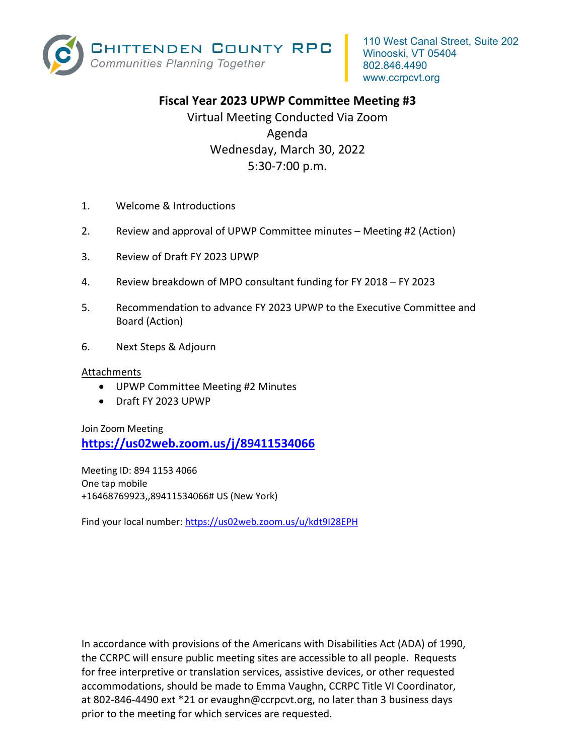CHITTENDEN COUNTY RPC
*Communities Planning Together*

110 West Canal Street, Suite 202
Winooski, VT 05404
802.846.4490
www.ccrpcvt.org

# Fiscal Year 2023 UPWP Committee Meeting #3

Virtual Meeting Conducted Via Zoom
Agenda
Wednesday, March 30, 2022
5:30-7:00 p.m.

1. Welcome & Introductions
2. Review and approval of UPWP Committee minutes – Meeting #2 (Action)
3. Review of Draft FY 2023 UPWP
4. Review breakdown of MPO consultant funding for FY 2018 – FY 2023
5. Recommendation to advance FY 2023 UPWP to the Executive Committee and Board (Action)
6. Next Steps & Adjourn

Attachments

- UPWP Committee Meeting #2 Minutes
- Draft FY 2023 UPWP

Join Zoom Meeting
**https://us02web.zoom.us/j/89411534066**

Meeting ID: 894 1153 4066
One tap mobile
+16468769923,,89411534066# US (New York)

Find your local number: https://us02web.zoom.us/u/kdt9I28EPH

In accordance with provisions of the Americans with Disabilities Act (ADA) of 1990, the CCRPC will ensure public meeting sites are accessible to all people. Requests for free interpretive or translation services, assistive devices, or other requested accommodations, should be made to Emma Vaughn, CCRPC Title VI Coordinator, at 802-846-4490 ext *21 or evaughn@ccrpcvt.org, no later than 3 business days prior to the meeting for which services are requested.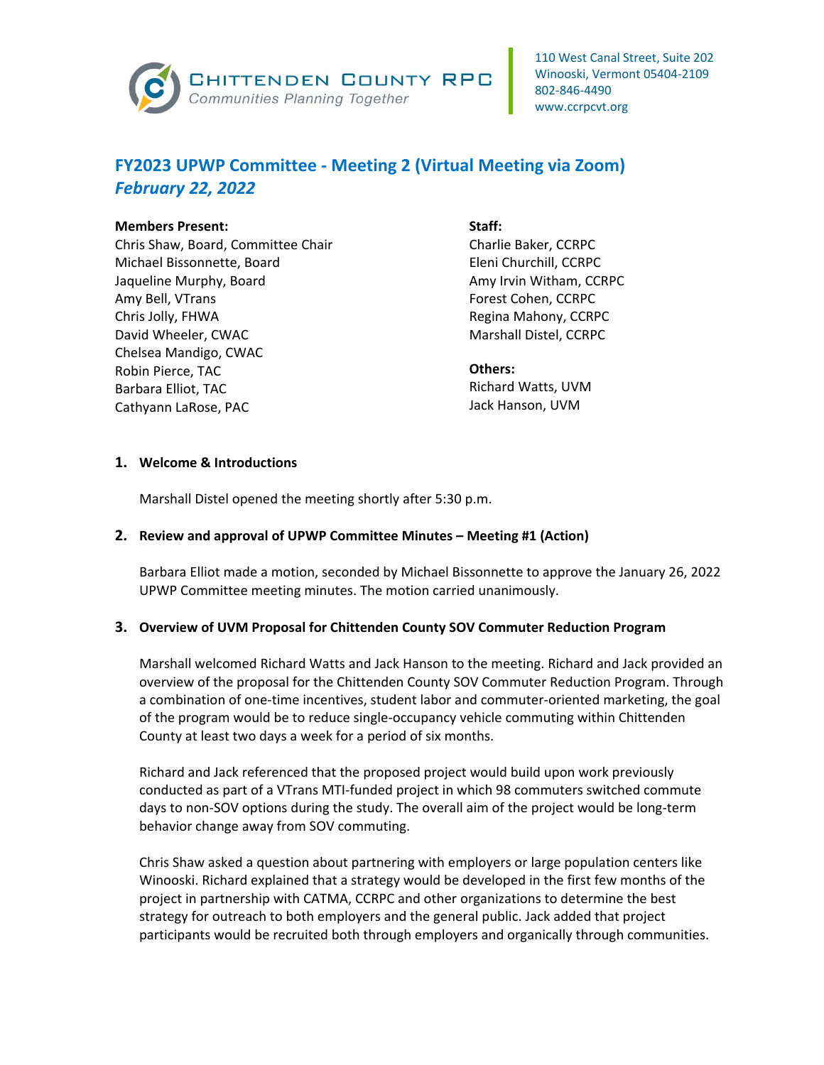Chittenden County RPC
Communities Planning Together

110 West Canal Street, Suite 202
Winooski, Vermont 05404-2109
802-846-4490
www.ccrpcvt.org

# FY2023 UPWP Committee - Meeting 2 (Virtual Meeting via Zoom)
## *February 22, 2022*

**Members Present:**
Chris Shaw, Board, Committee Chair
Michael Bissonnette, Board
Jaqueline Murphy, Board
Amy Bell, VTrans
Chris Jolly, FHWA
David Wheeler, CWAC
Chelsea Mandigo, CWAC
Robin Pierce, TAC
Barbara Elliot, TAC
Cathyann LaRose, PAC

**Staff:**
Charlie Baker, CCRPC
Eleni Churchill, CCRPC
Amy Irvin Witham, CCRPC
Forest Cohen, CCRPC
Regina Mahony, CCRPC
Marshall Distel, CCRPC

**Others:**
Richard Watts, UVM
Jack Hanson, UVM

### 1. Welcome & Introductions

Marshall Distel opened the meeting shortly after 5:30 p.m.

### 2. Review and approval of UPWP Committee Minutes – Meeting #1 (Action)

Barbara Elliot made a motion, seconded by Michael Bissonnette to approve the January 26, 2022 UPWP Committee meeting minutes. The motion carried unanimously.

### 3. Overview of UVM Proposal for Chittenden County SOV Commuter Reduction Program

Marshall welcomed Richard Watts and Jack Hanson to the meeting. Richard and Jack provided an overview of the proposal for the Chittenden County SOV Commuter Reduction Program. Through a combination of one-time incentives, student labor and commuter-oriented marketing, the goal of the program would be to reduce single-occupancy vehicle commuting within Chittenden County at least two days a week for a period of six months.

Richard and Jack referenced that the proposed project would build upon work previously conducted as part of a VTrans MTI-funded project in which 98 commuters switched commute days to non-SOV options during the study. The overall aim of the project would be long-term behavior change away from SOV commuting.

Chris Shaw asked a question about partnering with employers or large population centers like Winooski. Richard explained that a strategy would be developed in the first few months of the project in partnership with CATMA, CCRPC and other organizations to determine the best strategy for outreach to both employers and the general public. Jack added that project participants would be recruited both through employers and organically through communities.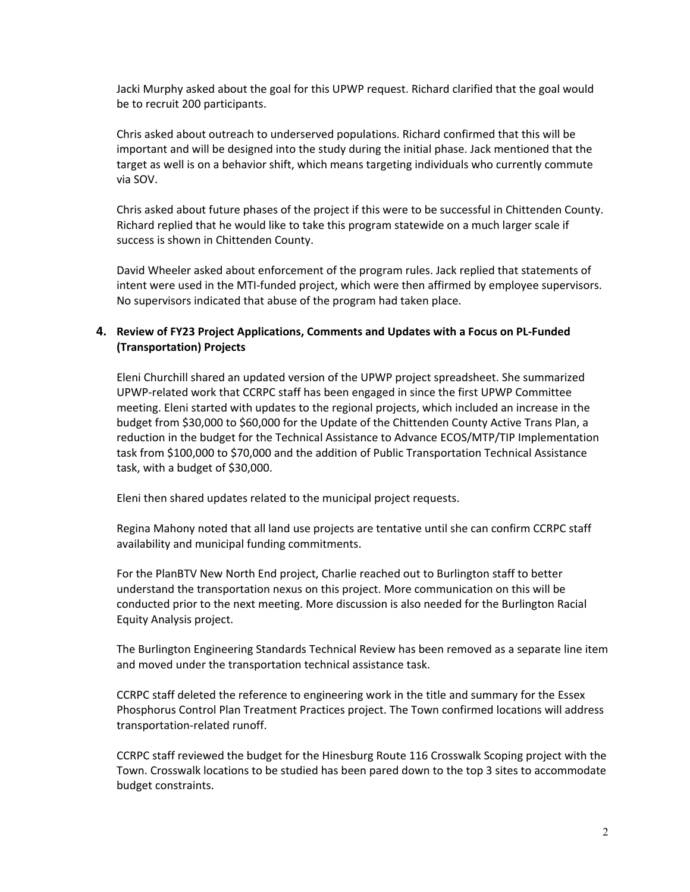Jacki Murphy asked about the goal for this UPWP request. Richard clarified that the goal would be to recruit 200 participants.

Chris asked about outreach to underserved populations. Richard confirmed that this will be important and will be designed into the study during the initial phase. Jack mentioned that the target as well is on a behavior shift, which means targeting individuals who currently commute via SOV.

Chris asked about future phases of the project if this were to be successful in Chittenden County. Richard replied that he would like to take this program statewide on a much larger scale if success is shown in Chittenden County.

David Wheeler asked about enforcement of the program rules. Jack replied that statements of intent were used in the MTI-funded project, which were then affirmed by employee supervisors. No supervisors indicated that abuse of the program had taken place.

## 4. Review of FY23 Project Applications, Comments and Updates with a Focus on PL-Funded (Transportation) Projects

Eleni Churchill shared an updated version of the UPWP project spreadsheet. She summarized UPWP-related work that CCRPC staff has been engaged in since the first UPWP Committee meeting. Eleni started with updates to the regional projects, which included an increase in the budget from $30,000 to $60,000 for the Update of the Chittenden County Active Trans Plan, a reduction in the budget for the Technical Assistance to Advance ECOS/MTP/TIP Implementation task from $100,000 to $70,000 and the addition of Public Transportation Technical Assistance task, with a budget of $30,000.

Eleni then shared updates related to the municipal project requests.

Regina Mahony noted that all land use projects are tentative until she can confirm CCRPC staff availability and municipal funding commitments.

For the PlanBTV New North End project, Charlie reached out to Burlington staff to better understand the transportation nexus on this project. More communication on this will be conducted prior to the next meeting. More discussion is also needed for the Burlington Racial Equity Analysis project.

The Burlington Engineering Standards Technical Review has been removed as a separate line item and moved under the transportation technical assistance task.

CCRPC staff deleted the reference to engineering work in the title and summary for the Essex Phosphorus Control Plan Treatment Practices project. The Town confirmed locations will address transportation-related runoff.

CCRPC staff reviewed the budget for the Hinesburg Route 116 Crosswalk Scoping project with the Town. Crosswalk locations to be studied has been pared down to the top 3 sites to accommodate budget constraints.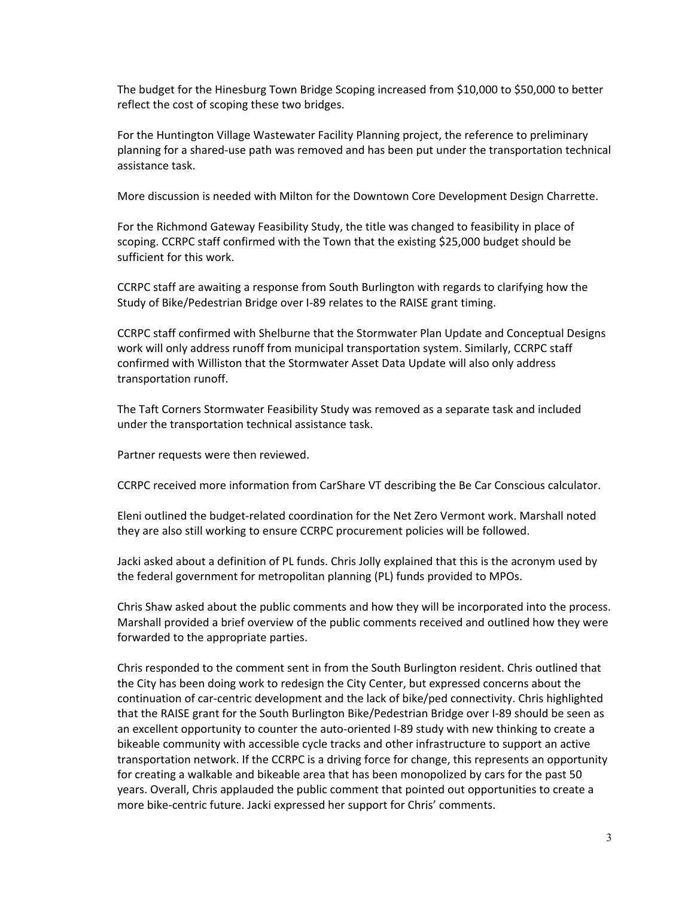The budget for the Hinesburg Town Bridge Scoping increased from $10,000 to $50,000 to better reflect the cost of scoping these two bridges.

For the Huntington Village Wastewater Facility Planning project, the reference to preliminary planning for a shared-use path was removed and has been put under the transportation technical assistance task.

More discussion is needed with Milton for the Downtown Core Development Design Charrette.

For the Richmond Gateway Feasibility Study, the title was changed to feasibility in place of scoping. CCRPC staff confirmed with the Town that the existing $25,000 budget should be sufficient for this work.

CCRPC staff are awaiting a response from South Burlington with regards to clarifying how the Study of Bike/Pedestrian Bridge over I-89 relates to the RAISE grant timing.

CCRPC staff confirmed with Shelburne that the Stormwater Plan Update and Conceptual Designs work will only address runoff from municipal transportation system. Similarly, CCRPC staff confirmed with Williston that the Stormwater Asset Data Update will also only address transportation runoff.

The Taft Corners Stormwater Feasibility Study was removed as a separate task and included under the transportation technical assistance task.

Partner requests were then reviewed.

CCRPC received more information from CarShare VT describing the Be Car Conscious calculator.

Eleni outlined the budget-related coordination for the Net Zero Vermont work. Marshall noted they are also still working to ensure CCRPC procurement policies will be followed.

Jacki asked about a definition of PL funds. Chris Jolly explained that this is the acronym used by the federal government for metropolitan planning (PL) funds provided to MPOs.

Chris Shaw asked about the public comments and how they will be incorporated into the process. Marshall provided a brief overview of the public comments received and outlined how they were forwarded to the appropriate parties.

Chris responded to the comment sent in from the South Burlington resident. Chris outlined that the City has been doing work to redesign the City Center, but expressed concerns about the continuation of car-centric development and the lack of bike/ped connectivity. Chris highlighted that the RAISE grant for the South Burlington Bike/Pedestrian Bridge over I-89 should be seen as an excellent opportunity to counter the auto-oriented I-89 study with new thinking to create a bikeable community with accessible cycle tracks and other infrastructure to support an active transportation network. If the CCRPC is a driving force for change, this represents an opportunity for creating a walkable and bikeable area that has been monopolized by cars for the past 50 years. Overall, Chris applauded the public comment that pointed out opportunities to create a more bike-centric future. Jacki expressed her support for Chris' comments.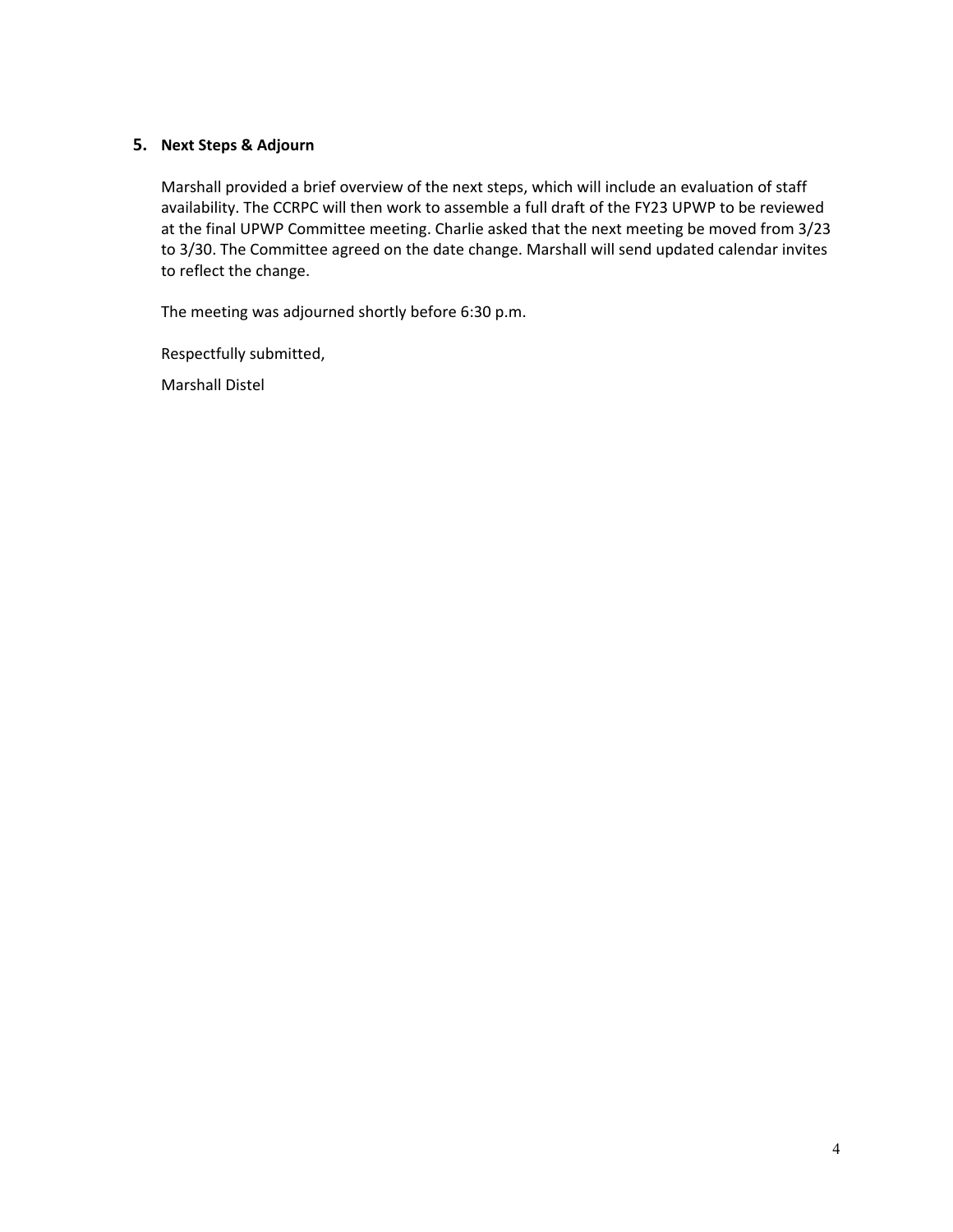## 5. Next Steps & Adjourn

Marshall provided a brief overview of the next steps, which will include an evaluation of staff availability. The CCRPC will then work to assemble a full draft of the FY23 UPWP to be reviewed at the final UPWP Committee meeting. Charlie asked that the next meeting be moved from 3/23 to 3/30. The Committee agreed on the date change. Marshall will send updated calendar invites to reflect the change.

The meeting was adjourned shortly before 6:30 p.m.

Respectfully submitted,

Marshall Distel